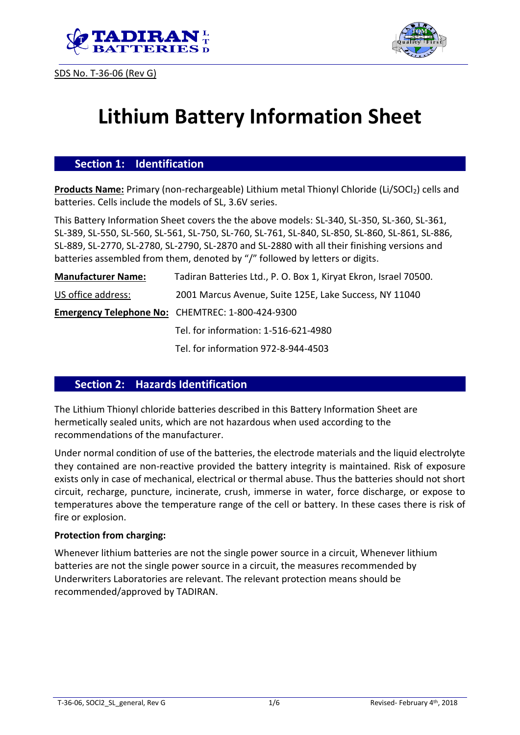SDS No. T-36-06 (Rev G)

# Lithium Battery Information Sheet

## Section 1: Identification

**Products Name:** Primary (non-rechargeable) Lithium metal Thionyl Chloride ($Li/SOCl_2$) cells and batteries. Cells include the models of SL, 3.6V series.

This Battery Information Sheet covers the the above models: SL-340, SL-350, SL-360, SL-361, SL-389, SL-550, SL-560, SL-561, SL-750, SL-760, SL-761, SL-840, SL-850, SL-860, SL-861, SL-886, SL-889, SL-2770, SL-2780, SL-2790, SL-2870 and SL-2880 with all their finishing versions and batteries assembled from them, denoted by "/" followed by letters or digits.

**Manufacturer Name:** Tadiran Batteries Ltd., P. O. Box 1, Kiryat Ekron, Israel 70500.

US office address: 2001 Marcus Avenue, Suite 125E, Lake Success, NY 11040

**Emergency Telephone No:** CHEMTREC: 1-800-424-9300

Tel. for information: 1-516-621-4980

Tel. for information 972-8-944-4503

## Section 2: Hazards Identification

The Lithium Thionyl chloride batteries described in this Battery Information Sheet are hermetically sealed units, which are not hazardous when used according to the recommendations of the manufacturer.

Under normal condition of use of the batteries, the electrode materials and the liquid electrolyte they contained are non-reactive provided the battery integrity is maintained. Risk of exposure exists only in case of mechanical, electrical or thermal abuse. Thus the batteries should not short circuit, recharge, puncture, incinerate, crush, immerse in water, force discharge, or expose to temperatures above the temperature range of the cell or battery. In these cases there is risk of fire or explosion.

**Protection from charging:**

Whenever lithium batteries are not the single power source in a circuit, Whenever lithium batteries are not the single power source in a circuit, the measures recommended by Underwriters Laboratories are relevant. The relevant protection means should be recommended/approved by TADIRAN.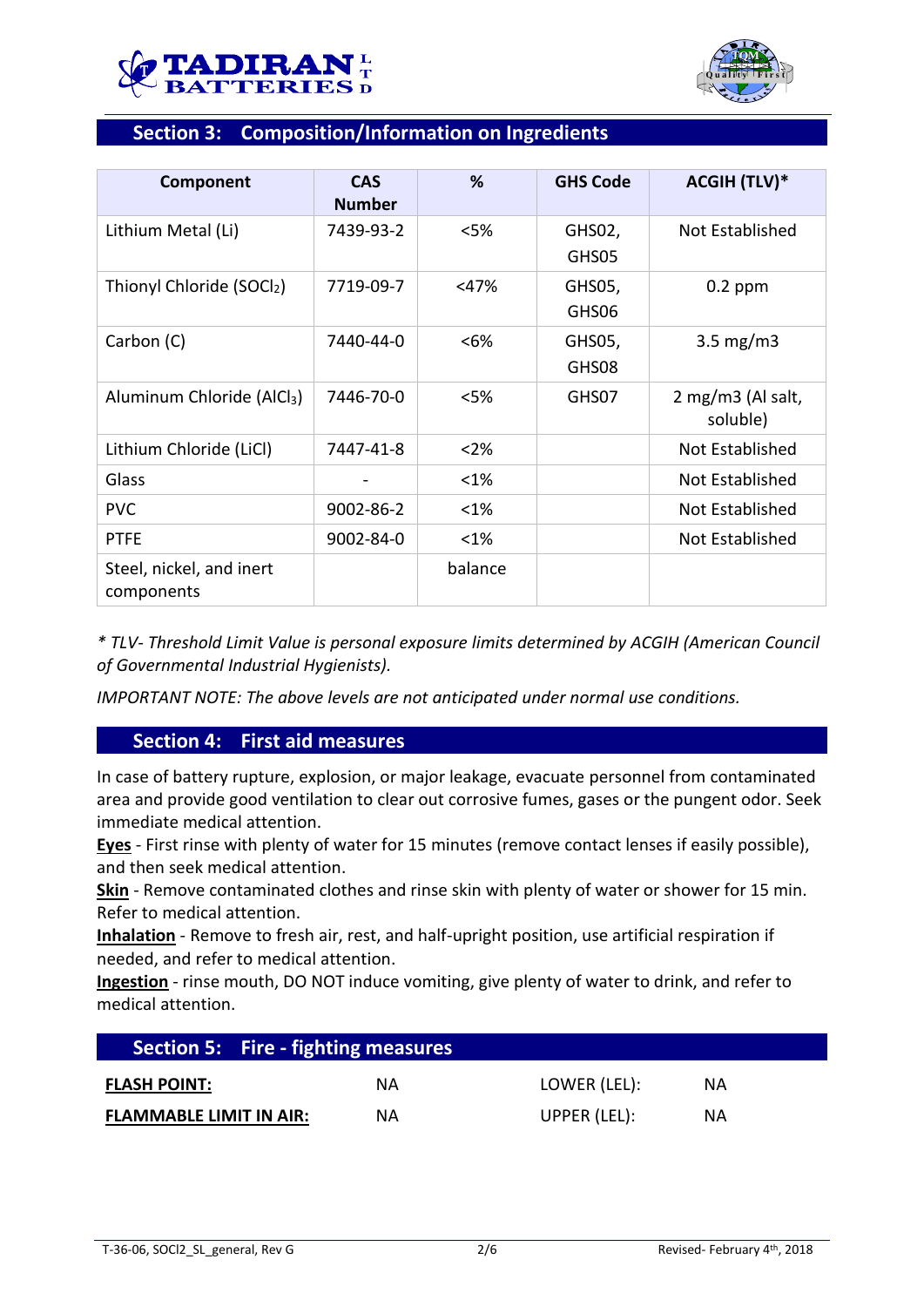## Section 3: Composition/Information on Ingredients

| Component | CAS Number | % | GHS Code | ACGIH (TLV)* |
|---|---|---|---|---|
| Lithium Metal (Li) | 7439-93-2 | <5% | GHS02, GHS05 | Not Established |
| Thionyl Chloride ($SOCl_2$) | 7719-09-7 | <47% | GHS05, GHS06 | 0.2 ppm |
| Carbon (C) | 7440-44-0 | <6% | GHS05, GHS08 | 3.5 mg/m3 |
| Aluminum Chloride ($AlCl_3$) | 7446-70-0 | <5% | GHS07 | 2 mg/m3 (Al salt, soluble) |
| Lithium Chloride (LiCl) | 7447-41-8 | <2% | | Not Established |
| Glass | - | <1% | | Not Established |
| PVC | 9002-86-2 | <1% | | Not Established |
| PTFE | 9002-84-0 | <1% | | Not Established |
| Steel, nickel, and inert components | | balance | | |

*\* TLV- Threshold Limit Value is personal exposure limits determined by ACGIH (American Council of Governmental Industrial Hygienists).*

*IMPORTANT NOTE: The above levels are not anticipated under normal use conditions.*

## Section 4: First aid measures

In case of battery rupture, explosion, or major leakage, evacuate personnel from contaminated area and provide good ventilation to clear out corrosive fumes, gases or the pungent odor. Seek immediate medical attention.

**Eyes** - First rinse with plenty of water for 15 minutes (remove contact lenses if easily possible), and then seek medical attention.

**Skin** - Remove contaminated clothes and rinse skin with plenty of water or shower for 15 min. Refer to medical attention.

**Inhalation** - Remove to fresh air, rest, and half-upright position, use artificial respiration if needed, and refer to medical attention.

**Ingestion** - rinse mouth, DO NOT induce vomiting, give plenty of water to drink, and refer to medical attention.

## Section 5: Fire - fighting measures

| | | | |
|---|---|---|---|
| **FLASH POINT:** | NA | LOWER (LEL): | NA |
| **FLAMMABLE LIMIT IN AIR:** | NA | UPPER (LEL): | NA |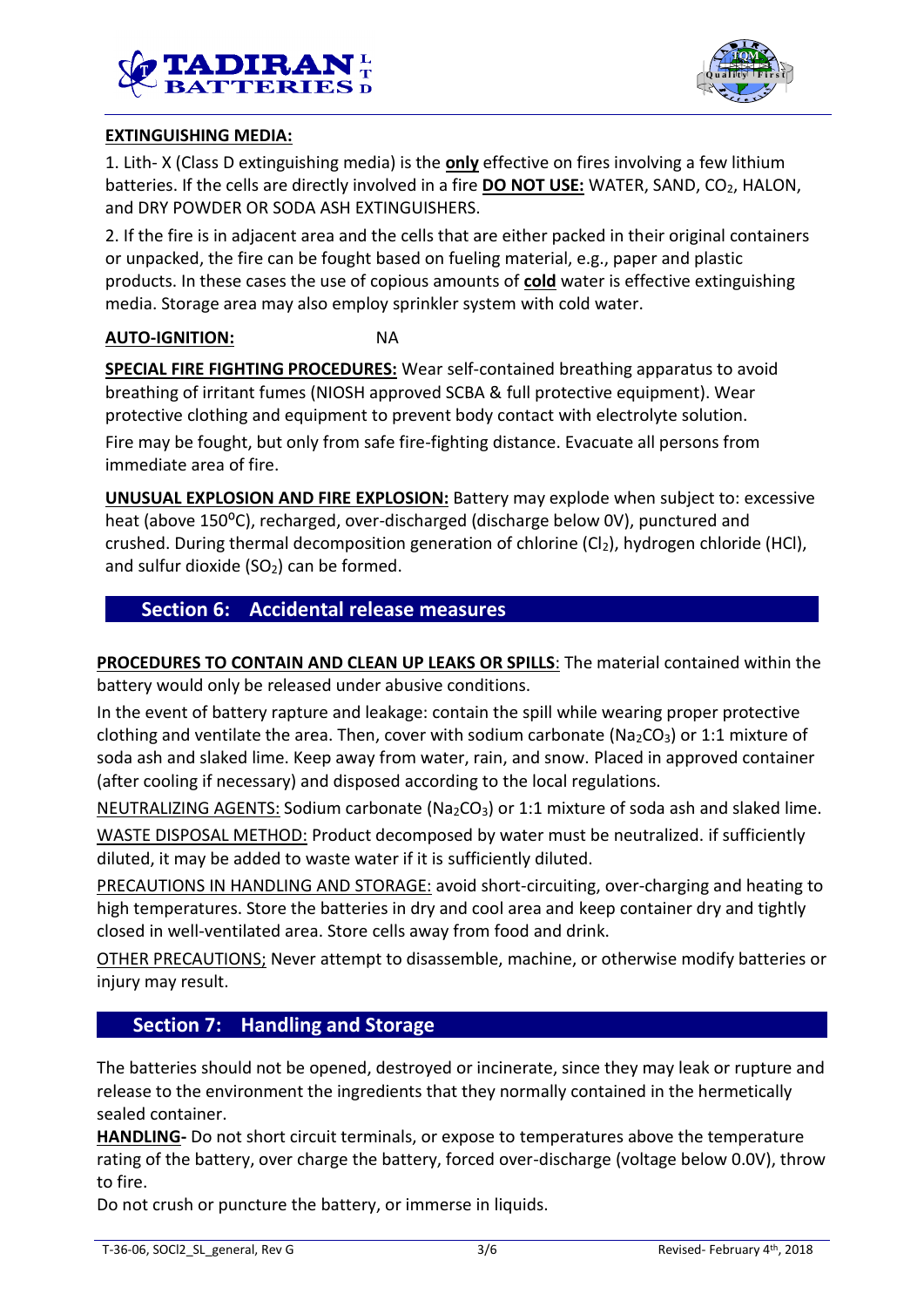**EXTINGUISHING MEDIA:**

1. Lith- X (Class D extinguishing media) is the **only** effective on fires involving a few lithium batteries. If the cells are directly involved in a fire **DO NOT USE:** WATER, SAND, $CO_2$, HALON, and DRY POWDER OR SODA ASH EXTINGUISHERS.

2. If the fire is in adjacent area and the cells that are either packed in their original containers or unpacked, the fire can be fought based on fueling material, e.g., paper and plastic products. In these cases the use of copious amounts of **cold** water is effective extinguishing media. Storage area may also employ sprinkler system with cold water.

**AUTO-IGNITION:** NA

**SPECIAL FIRE FIGHTING PROCEDURES:** Wear self-contained breathing apparatus to avoid breathing of irritant fumes (NIOSH approved SCBA & full protective equipment). Wear protective clothing and equipment to prevent body contact with electrolyte solution.

Fire may be fought, but only from safe fire-fighting distance. Evacuate all persons from immediate area of fire.

**UNUSUAL EXPLOSION AND FIRE EXPLOSION:** Battery may explode when subject to: excessive heat (above 150$^{o}$C), recharged, over-discharged (discharge below 0V), punctured and crushed. During thermal decomposition generation of chlorine ($Cl_2$), hydrogen chloride (HCl), and sulfur dioxide ($SO_2$) can be formed.

## Section 6: Accidental release measures

**PROCEDURES TO CONTAIN AND CLEAN UP LEAKS OR SPILLS**: The material contained within the battery would only be released under abusive conditions.

In the event of battery rapture and leakage: contain the spill while wearing proper protective clothing and ventilate the area. Then, cover with sodium carbonate ($Na_2CO_3$) or 1:1 mixture of soda ash and slaked lime. Keep away from water, rain, and snow. Placed in approved container (after cooling if necessary) and disposed according to the local regulations.

NEUTRALIZING AGENTS: Sodium carbonate ($Na_2CO_3$) or 1:1 mixture of soda ash and slaked lime.

WASTE DISPOSAL METHOD: Product decomposed by water must be neutralized. if sufficiently diluted, it may be added to waste water if it is sufficiently diluted.

PRECAUTIONS IN HANDLING AND STORAGE: avoid short-circuiting, over-charging and heating to high temperatures. Store the batteries in dry and cool area and keep container dry and tightly closed in well-ventilated area. Store cells away from food and drink.

OTHER PRECAUTIONS; Never attempt to disassemble, machine, or otherwise modify batteries or injury may result.

## Section 7: Handling and Storage

The batteries should not be opened, destroyed or incinerate, since they may leak or rupture and release to the environment the ingredients that they normally contained in the hermetically sealed container.

**HANDLING-** Do not short circuit terminals, or expose to temperatures above the temperature rating of the battery, over charge the battery, forced over-discharge (voltage below 0.0V), throw to fire.

Do not crush or puncture the battery, or immerse in liquids.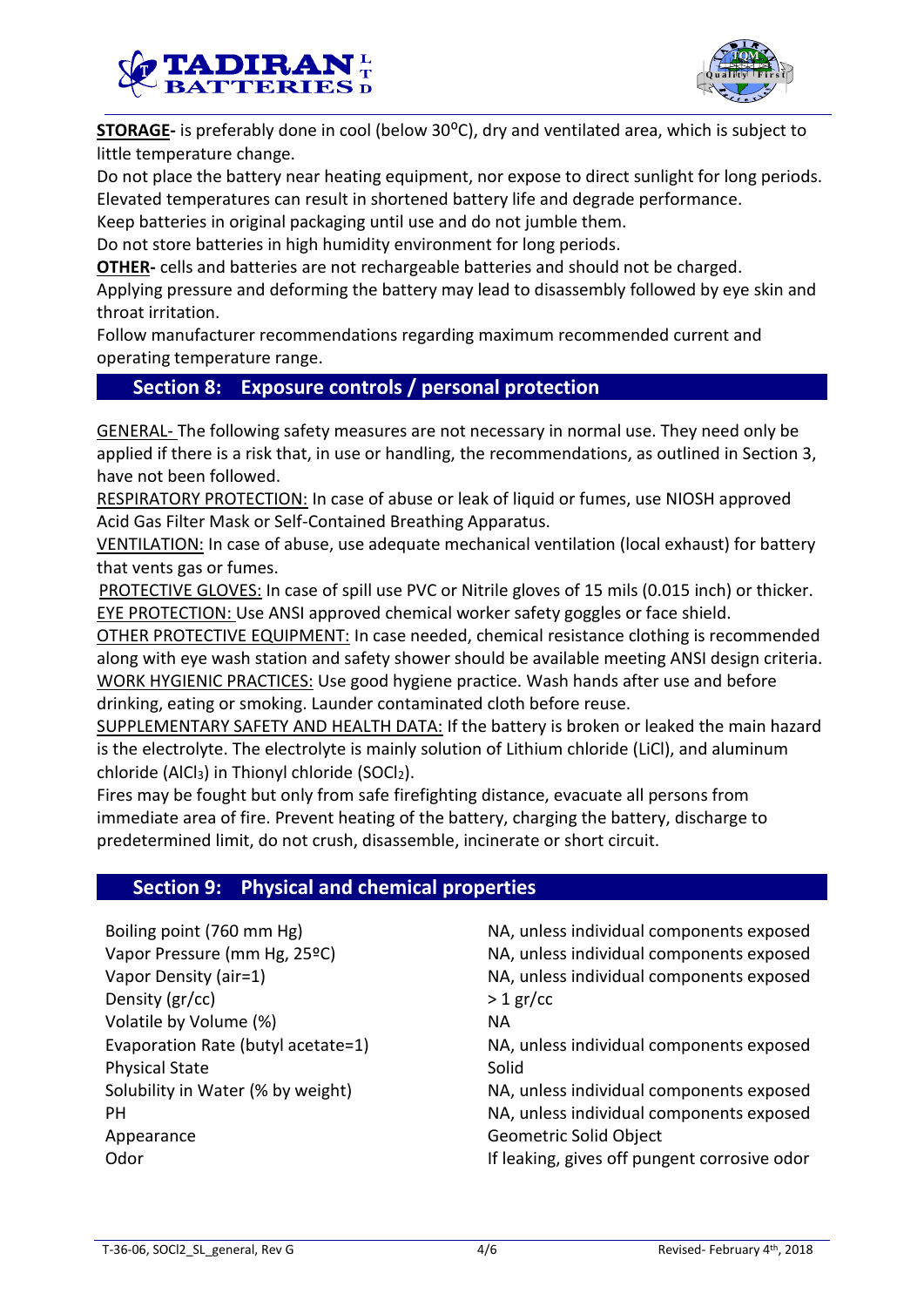**STORAGE-** is preferably done in cool (below 30ºC), dry and ventilated area, which is subject to little temperature change.

Do not place the battery near heating equipment, nor expose to direct sunlight for long periods. Elevated temperatures can result in shortened battery life and degrade performance.

Keep batteries in original packaging until use and do not jumble them.

Do not store batteries in high humidity environment for long periods.

**OTHER-** cells and batteries are not rechargeable batteries and should not be charged.

Applying pressure and deforming the battery may lead to disassembly followed by eye skin and throat irritation.

Follow manufacturer recommendations regarding maximum recommended current and operating temperature range.

## Section 8: Exposure controls / personal protection

GENERAL- The following safety measures are not necessary in normal use. They need only be applied if there is a risk that, in use or handling, the recommendations, as outlined in Section 3, have not been followed.

RESPIRATORY PROTECTION: In case of abuse or leak of liquid or fumes, use NIOSH approved Acid Gas Filter Mask or Self-Contained Breathing Apparatus.

VENTILATION: In case of abuse, use adequate mechanical ventilation (local exhaust) for battery that vents gas or fumes.

PROTECTIVE GLOVES: In case of spill use PVC or Nitrile gloves of 15 mils (0.015 inch) or thicker.

EYE PROTECTION: Use ANSI approved chemical worker safety goggles or face shield.

OTHER PROTECTIVE EQUIPMENT: In case needed, chemical resistance clothing is recommended along with eye wash station and safety shower should be available meeting ANSI design criteria.

WORK HYGIENIC PRACTICES: Use good hygiene practice. Wash hands after use and before drinking, eating or smoking. Launder contaminated cloth before reuse.

SUPPLEMENTARY SAFETY AND HEALTH DATA: If the battery is broken or leaked the main hazard is the electrolyte. The electrolyte is mainly solution of Lithium chloride (LiCl), and aluminum chloride ($AlCl_3$) in Thionyl chloride ($SOCl_2$).

Fires may be fought but only from safe firefighting distance, evacuate all persons from immediate area of fire. Prevent heating of the battery, charging the battery, discharge to predetermined limit, do not crush, disassemble, incinerate or short circuit.

## Section 9: Physical and chemical properties

| Property | Value |
|---|---|
| Boiling point (760 mm Hg) | NA, unless individual components exposed |
| Vapor Pressure (mm Hg, 25ºC) | NA, unless individual components exposed |
| Vapor Density (air=1) | NA, unless individual components exposed |
| Density (gr/cc) | > 1 gr/cc |
| Volatile by Volume (%) | NA |
| Evaporation Rate (butyl acetate=1) | NA, unless individual components exposed |
| Physical State | Solid |
| Solubility in Water (% by weight) | NA, unless individual components exposed |
| PH | NA, unless individual components exposed |
| Appearance | Geometric Solid Object |
| Odor | If leaking, gives off pungent corrosive odor |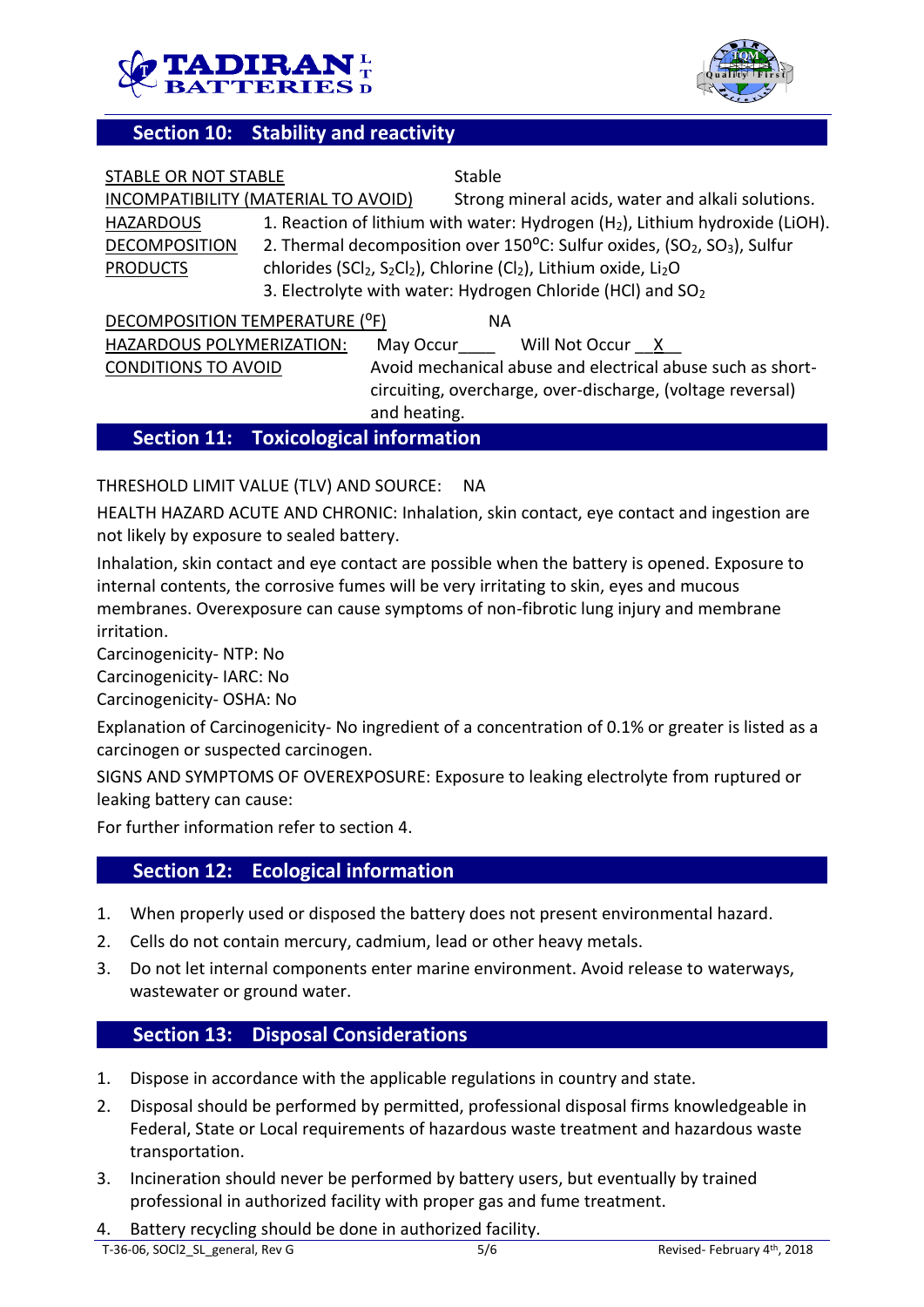## Section 10: Stability and reactivity

| | |
|---|---|
| STABLE OR NOT STABLE | Stable |
| INCOMPATIBILITY (MATERIAL TO AVOID) | Strong mineral acids, water and alkali solutions. |
| HAZARDOUS DECOMPOSITION PRODUCTS | 1. Reaction of lithium with water: Hydrogen ($H_2$), Lithium hydroxide (LiOH).<br>2. Thermal decomposition over 150°C: Sulfur oxides, ($SO_2$, $SO_3$), Sulfur chlorides ($SCl_2$, $S_2Cl_2$), Chlorine ($Cl_2$), Lithium oxide, $Li_2O$<br>3. Electrolyte with water: Hydrogen Chloride (HCl) and $SO_2$ |
| DECOMPOSITION TEMPERATURE (°F) | NA |
| HAZARDOUS POLYMERIZATION: | May Occur____ Will Not Occur __X__ |
| CONDITIONS TO AVOID | Avoid mechanical abuse and electrical abuse such as short-circuiting, overcharge, over-discharge, (voltage reversal) and heating. |

## Section 11: Toxicological information

THRESHOLD LIMIT VALUE (TLV) AND SOURCE: NA

HEALTH HAZARD ACUTE AND CHRONIC: Inhalation, skin contact, eye contact and ingestion are not likely by exposure to sealed battery.

Inhalation, skin contact and eye contact are possible when the battery is opened. Exposure to internal contents, the corrosive fumes will be very irritating to skin, eyes and mucous membranes. Overexposure can cause symptoms of non-fibrotic lung injury and membrane irritation.

Carcinogenicity- NTP: No
Carcinogenicity- IARC: No
Carcinogenicity- OSHA: No

Explanation of Carcinogenicity- No ingredient of a concentration of 0.1% or greater is listed as a carcinogen or suspected carcinogen.

SIGNS AND SYMPTOMS OF OVEREXPOSURE: Exposure to leaking electrolyte from ruptured or leaking battery can cause:

For further information refer to section 4.

## Section 12: Ecological information

1. When properly used or disposed the battery does not present environmental hazard.
2. Cells do not contain mercury, cadmium, lead or other heavy metals.
3. Do not let internal components enter marine environment. Avoid release to waterways, wastewater or ground water.

## Section 13: Disposal Considerations

1. Dispose in accordance with the applicable regulations in country and state.
2. Disposal should be performed by permitted, professional disposal firms knowledgeable in Federal, State or Local requirements of hazardous waste treatment and hazardous waste transportation.
3. Incineration should never be performed by battery users, but eventually by trained professional in authorized facility with proper gas and fume treatment.
4. Battery recycling should be done in authorized facility.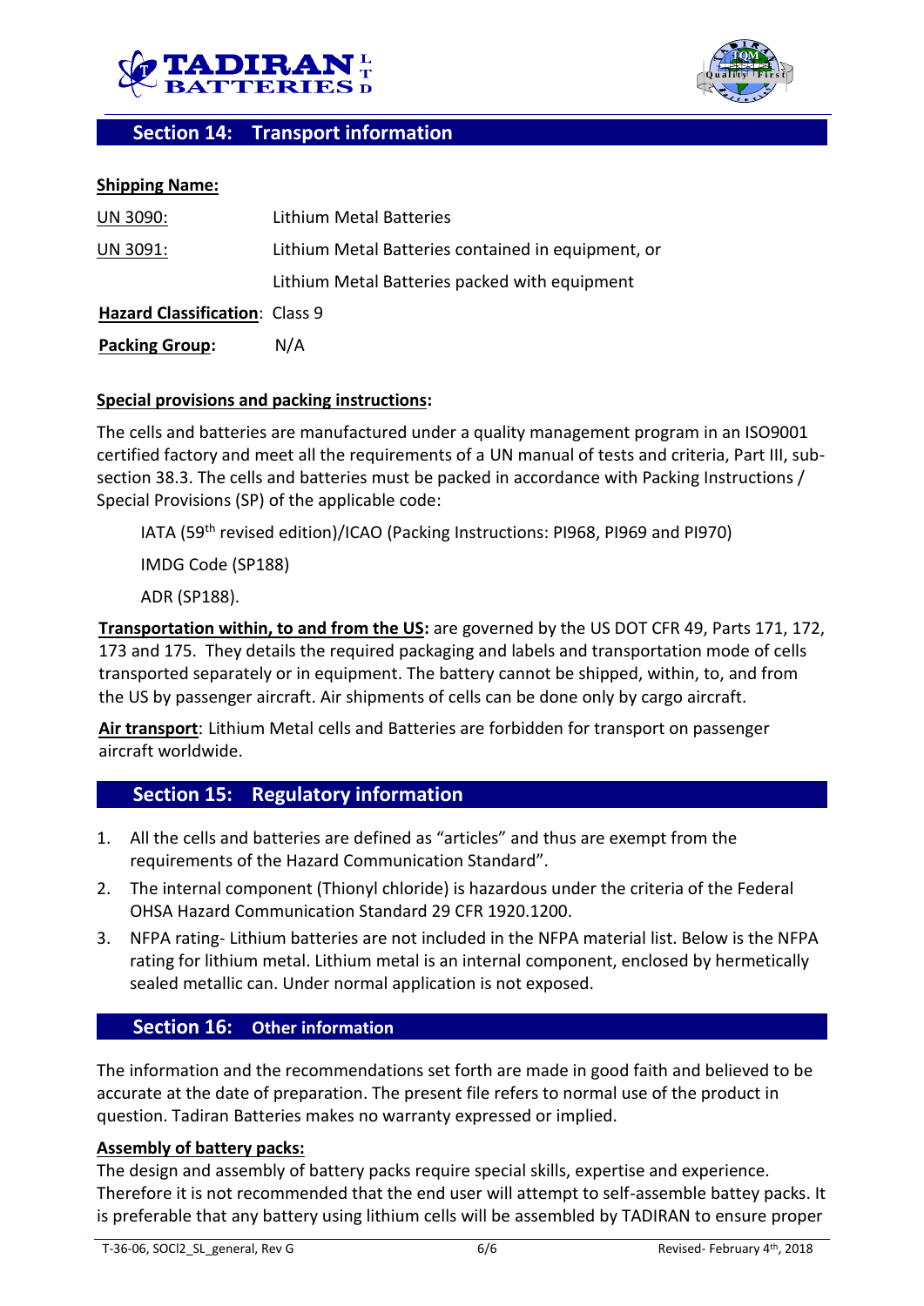## Section 14: Transport information

**Shipping Name:**

| | |
|---|---|
| UN 3090: | Lithium Metal Batteries |
| UN 3091: | Lithium Metal Batteries contained in equipment, or |
| | Lithium Metal Batteries packed with equipment |
| **Hazard Classification**: | Class 9 |
| **Packing Group:** | N/A |

**Special provisions and packing instructions:**

The cells and batteries are manufactured under a quality management program in an ISO9001 certified factory and meet all the requirements of a UN manual of tests and criteria, Part III, sub-section 38.3. The cells and batteries must be packed in accordance with Packing Instructions / Special Provisions (SP) of the applicable code:

IATA (59th revised edition)/ICAO (Packing Instructions: PI968, PI969 and PI970)

IMDG Code (SP188)

ADR (SP188).

**Transportation within, to and from the US:** are governed by the US DOT CFR 49, Parts 171, 172, 173 and 175. They details the required packaging and labels and transportation mode of cells transported separately or in equipment. The battery cannot be shipped, within, to, and from the US by passenger aircraft. Air shipments of cells can be done only by cargo aircraft.

**Air transport**: Lithium Metal cells and Batteries are forbidden for transport on passenger aircraft worldwide.

## Section 15: Regulatory information

1. All the cells and batteries are defined as "articles" and thus are exempt from the requirements of the Hazard Communication Standard".
2. The internal component (Thionyl chloride) is hazardous under the criteria of the Federal OHSA Hazard Communication Standard 29 CFR 1920.1200.
3. NFPA rating- Lithium batteries are not included in the NFPA material list. Below is the NFPA rating for lithium metal. Lithium metal is an internal component, enclosed by hermetically sealed metallic can. Under normal application is not exposed.

## Section 16: Other information

The information and the recommendations set forth are made in good faith and believed to be accurate at the date of preparation. The present file refers to normal use of the product in question. Tadiran Batteries makes no warranty expressed or implied.

**Assembly of battery packs:**

The design and assembly of battery packs require special skills, expertise and experience. Therefore it is not recommended that the end user will attempt to self-assemble battey packs. It is preferable that any battery using lithium cells will be assembled by TADIRAN to ensure proper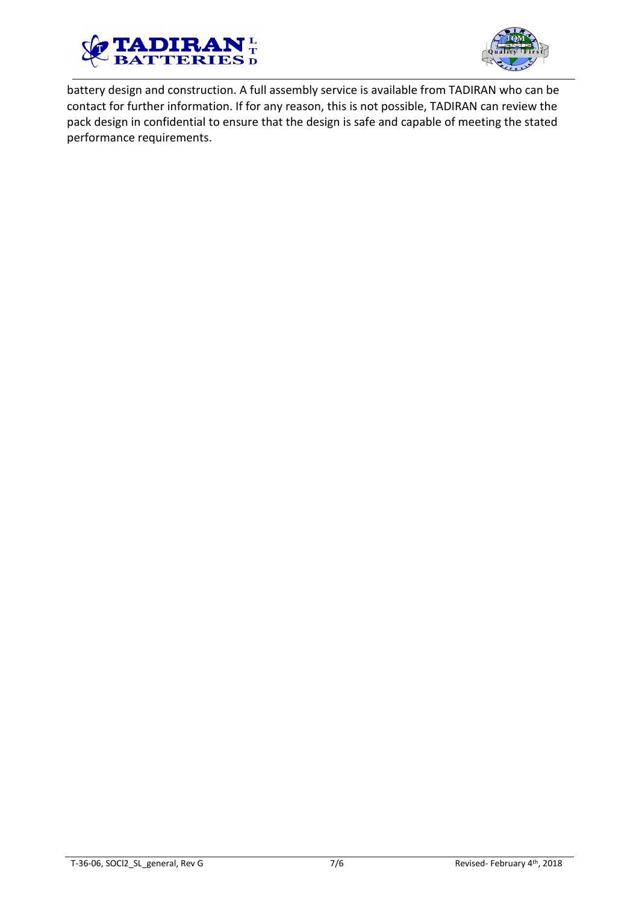battery design and construction. A full assembly service is available from TADIRAN who can be contact for further information. If for any reason, this is not possible, TADIRAN can review the pack design in confidential to ensure that the design is safe and capable of meeting the stated performance requirements.